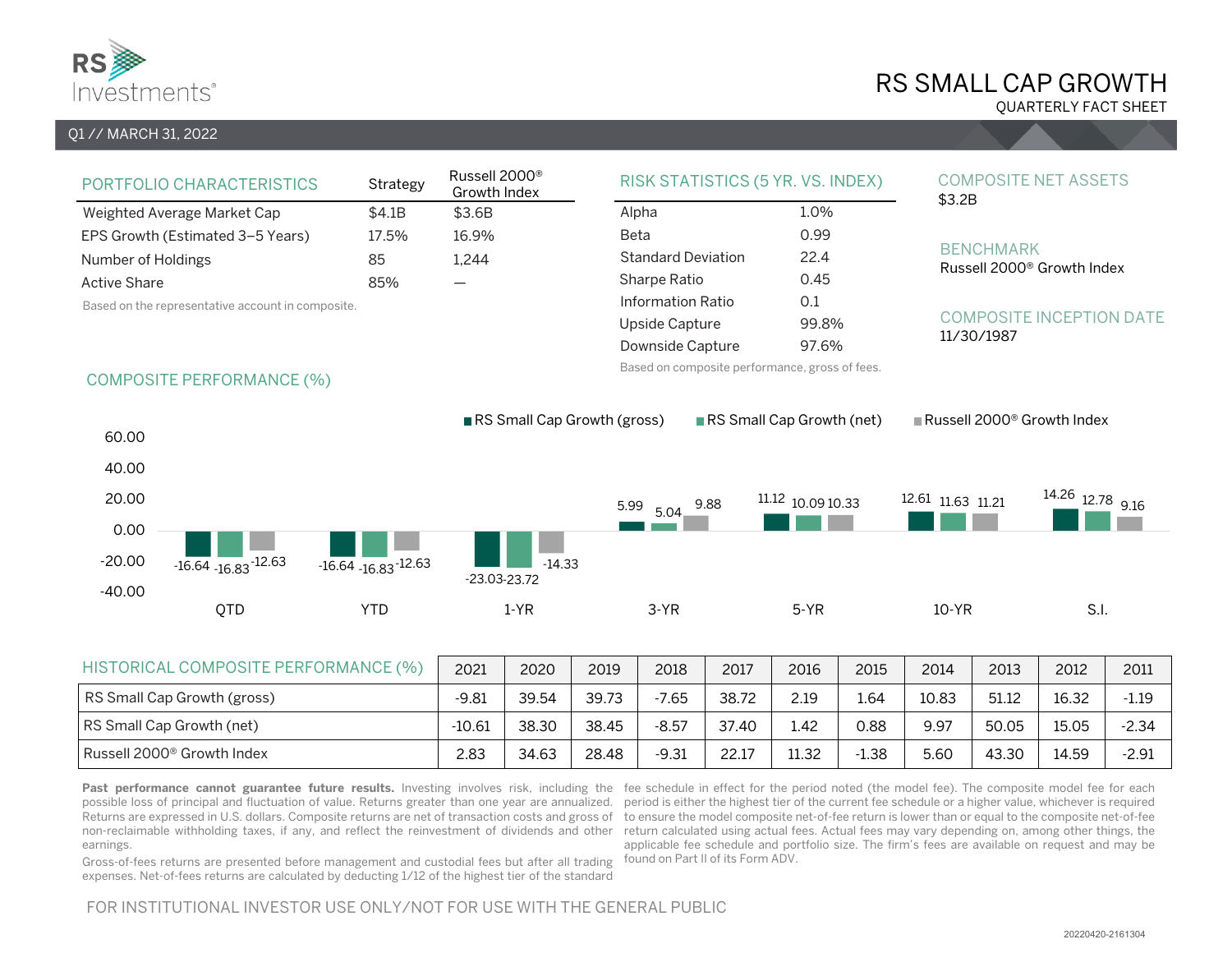# RS SMALL CAP GROWTH

QUARTERLY FACT SHEET

Q1 // MARCH 31, 2022

## PORTFOLIO CHARACTERISTICS

| | Strategy | Russell 2000® Growth Index |
|---|---|---|
| Weighted Average Market Cap | $4.1B | $3.6B |
| EPS Growth (Estimated 3–5 Years) | 17.5% | 16.9% |
| Number of Holdings | 85 | 1,244 |
| Active Share | 85% | — |

Based on the representative account in composite.

## RISK STATISTICS (5 YR. VS. INDEX)

| | |
|---|---|
| Alpha | 1.0% |
| Beta | 0.99 |
| Standard Deviation | 22.4 |
| Sharpe Ratio | 0.45 |
| Information Ratio | 0.1 |
| Upside Capture | 99.8% |
| Downside Capture | 97.6% |

Based on composite performance, gross of fees.

## COMPOSITE NET ASSETS

$3.2B

## BENCHMARK

Russell 2000® Growth Index

## COMPOSITE INCEPTION DATE

11/30/1987

## COMPOSITE PERFORMANCE (%)

| | QTD | YTD | 1-YR | 3-YR | 5-YR | 10-YR | S.I. |
|---|---|---|---|---|---|---|---|
| RS Small Cap Growth (gross) | -16.64 | -16.64 | -23.03 | 5.99 | 11.12 | 12.61 | 14.26 |
| RS Small Cap Growth (net) | -16.83 | -16.83 | -23.72 | 5.04 | 10.09 | 11.63 | 12.78 |
| Russell 2000® Growth Index | -12.63 | -12.63 | -14.33 | 9.88 | 10.33 | 11.21 | 9.16 |

## HISTORICAL COMPOSITE PERFORMANCE (%)

| | 2021 | 2020 | 2019 | 2018 | 2017 | 2016 | 2015 | 2014 | 2013 | 2012 | 2011 |
|---|---|---|---|---|---|---|---|---|---|---|---|
| RS Small Cap Growth (gross) | -9.81 | 39.54 | 39.73 | -7.65 | 38.72 | 2.19 | 1.64 | 10.83 | 51.12 | 16.32 | -1.19 |
| RS Small Cap Growth (net) | -10.61 | 38.30 | 38.45 | -8.57 | 37.40 | 1.42 | 0.88 | 9.97 | 50.05 | 15.05 | -2.34 |
| Russell 2000® Growth Index | 2.83 | 34.63 | 28.48 | -9.31 | 22.17 | 11.32 | -1.38 | 5.60 | 43.30 | 14.59 | -2.91 |

**Past performance cannot guarantee future results.** Investing involves risk, including the possible loss of principal and fluctuation of value. Returns greater than one year are annualized. Returns are expressed in U.S. dollars. Composite returns are net of transaction costs and gross of non-reclaimable withholding taxes, if any, and reflect the reinvestment of dividends and other earnings.

Gross-of-fees returns are presented before management and custodial fees but after all trading expenses. Net-of-fees returns are calculated by deducting 1/12 of the highest tier of the standard fee schedule in effect for the period noted (the model fee). The composite model fee for each period is either the highest tier of the current fee schedule or a higher value, whichever is required to ensure the model composite net-of-fee return is lower than or equal to the composite net-of-fee return calculated using actual fees. Actual fees may vary depending on, among other things, the applicable fee schedule and portfolio size. The firm's fees are available on request and may be found on Part II of its Form ADV.

FOR INSTITUTIONAL INVESTOR USE ONLY/NOT FOR USE WITH THE GENERAL PUBLIC

20220420-2161304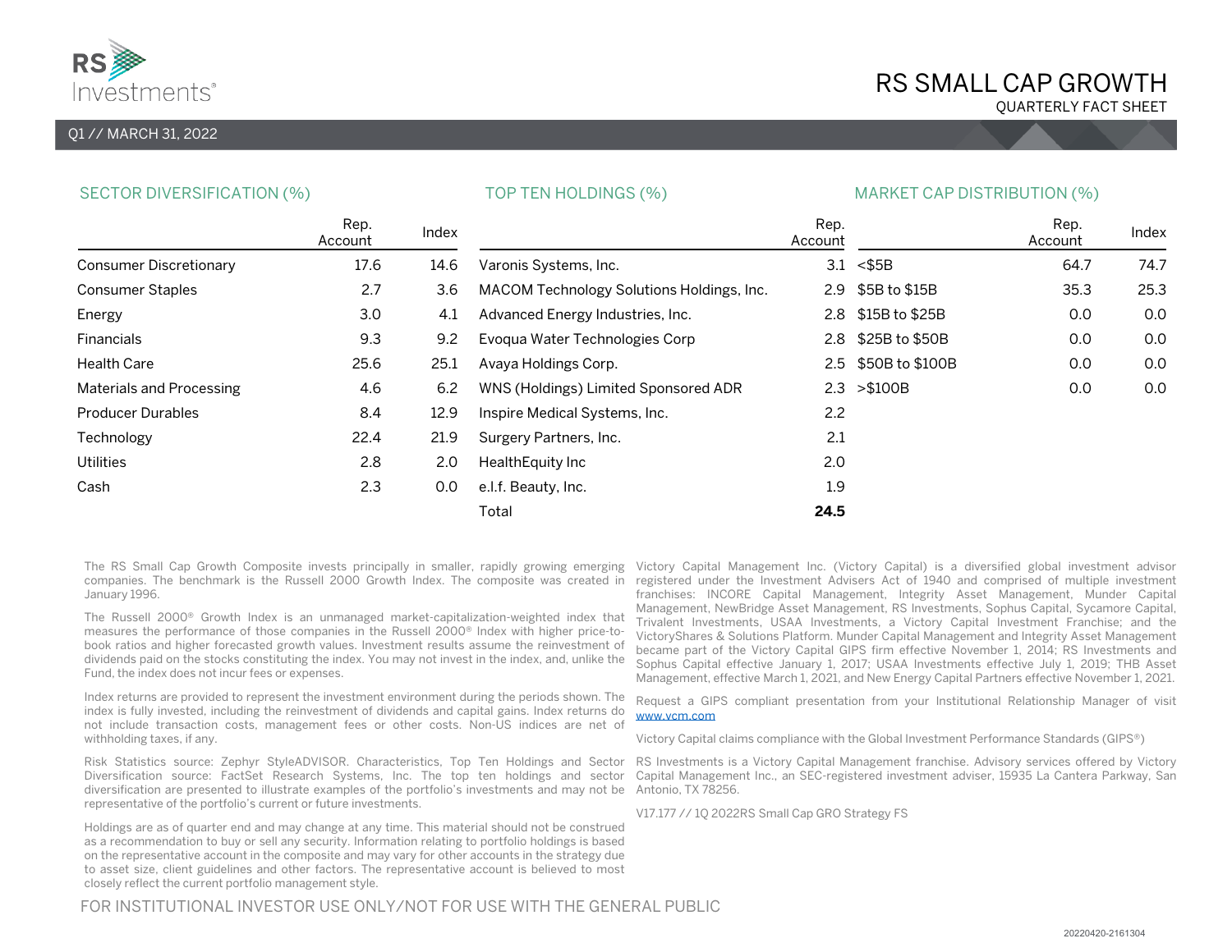# RS SMALL CAP GROWTH

QUARTERLY FACT SHEET

Q1 // MARCH 31, 2022

## SECTOR DIVERSIFICATION (%)

| | Rep. Account | Index |
|---|---|---|
| Consumer Discretionary | 17.6 | 14.6 |
| Consumer Staples | 2.7 | 3.6 |
| Energy | 3.0 | 4.1 |
| Financials | 9.3 | 9.2 |
| Health Care | 25.6 | 25.1 |
| Materials and Processing | 4.6 | 6.2 |
| Producer Durables | 8.4 | 12.9 |
| Technology | 22.4 | 21.9 |
| Utilities | 2.8 | 2.0 |
| Cash | 2.3 | 0.0 |

## TOP TEN HOLDINGS (%)

| | Rep. Account |
|---|---|
| Varonis Systems, Inc. | 3.1 |
| MACOM Technology Solutions Holdings, Inc. | 2.9 |
| Advanced Energy Industries, Inc. | 2.8 |
| Evoqua Water Technologies Corp | 2.8 |
| Avaya Holdings Corp. | 2.5 |
| WNS (Holdings) Limited Sponsored ADR | 2.3 |
| Inspire Medical Systems, Inc. | 2.2 |
| Surgery Partners, Inc. | 2.1 |
| HealthEquity Inc | 2.0 |
| e.l.f. Beauty, Inc. | 1.9 |
| Total | **24.5** |

## MARKET CAP DISTRIBUTION (%)

| | Rep. Account | Index |
|---|---|---|
| <$5B | 64.7 | 74.7 |
| $5B to $15B | 35.3 | 25.3 |
| $15B to $25B | 0.0 | 0.0 |
| $25B to $50B | 0.0 | 0.0 |
| $50B to $100B | 0.0 | 0.0 |
| >$100B | 0.0 | 0.0 |

The RS Small Cap Growth Composite invests principally in smaller, rapidly growing emerging companies. The benchmark is the Russell 2000 Growth Index. The composite was created in January 1996.

The Russell 2000® Growth Index is an unmanaged market-capitalization-weighted index that measures the performance of those companies in the Russell 2000® Index with higher price-to-book ratios and higher forecasted growth values. Investment results assume the reinvestment of dividends paid on the stocks constituting the index. You may not invest in the index, and, unlike the Fund, the index does not incur fees or expenses.

Index returns are provided to represent the investment environment during the periods shown. The index is fully invested, including the reinvestment of dividends and capital gains. Index returns do not include transaction costs, management fees or other costs. Non-US indices are net of withholding taxes, if any.

Risk Statistics source: Zephyr StyleADVISOR. Characteristics, Top Ten Holdings and Sector Diversification source: FactSet Research Systems, Inc. The top ten holdings and sector diversification are presented to illustrate examples of the portfolio's investments and may not be representative of the portfolio's current or future investments.

Holdings are as of quarter end and may change at any time. This material should not be construed as a recommendation to buy or sell any security. Information relating to portfolio holdings is based on the representative account in the composite and may vary for other accounts in the strategy due to asset size, client guidelines and other factors. The representative account is believed to most closely reflect the current portfolio management style.

Victory Capital Management Inc. (Victory Capital) is a diversified global investment advisor registered under the Investment Advisers Act of 1940 and comprised of multiple investment franchises: INCORE Capital Management, Integrity Asset Management, Munder Capital Management, NewBridge Asset Management, RS Investments, Sophus Capital, Sycamore Capital, Trivalent Investments, USAA Investments, a Victory Capital Investment Franchise; and the VictoryShares & Solutions Platform. Munder Capital Management and Integrity Asset Management became part of the Victory Capital GIPS firm effective November 1, 2014; RS Investments and Sophus Capital effective January 1, 2017; USAA Investments effective July 1, 2019; THB Asset Management, effective March 1, 2021, and New Energy Capital Partners effective November 1, 2021.

Request a GIPS compliant presentation from your Institutional Relationship Manager of visit www.vcm.com

Victory Capital claims compliance with the Global Investment Performance Standards (GIPS®)

RS Investments is a Victory Capital Management franchise. Advisory services offered by Victory Capital Management Inc., an SEC-registered investment adviser, 15935 La Cantera Parkway, San Antonio, TX 78256.

V17.177 // 1Q 2022RS Small Cap GRO Strategy FS

FOR INSTITUTIONAL INVESTOR USE ONLY/NOT FOR USE WITH THE GENERAL PUBLIC

20220420-2161304